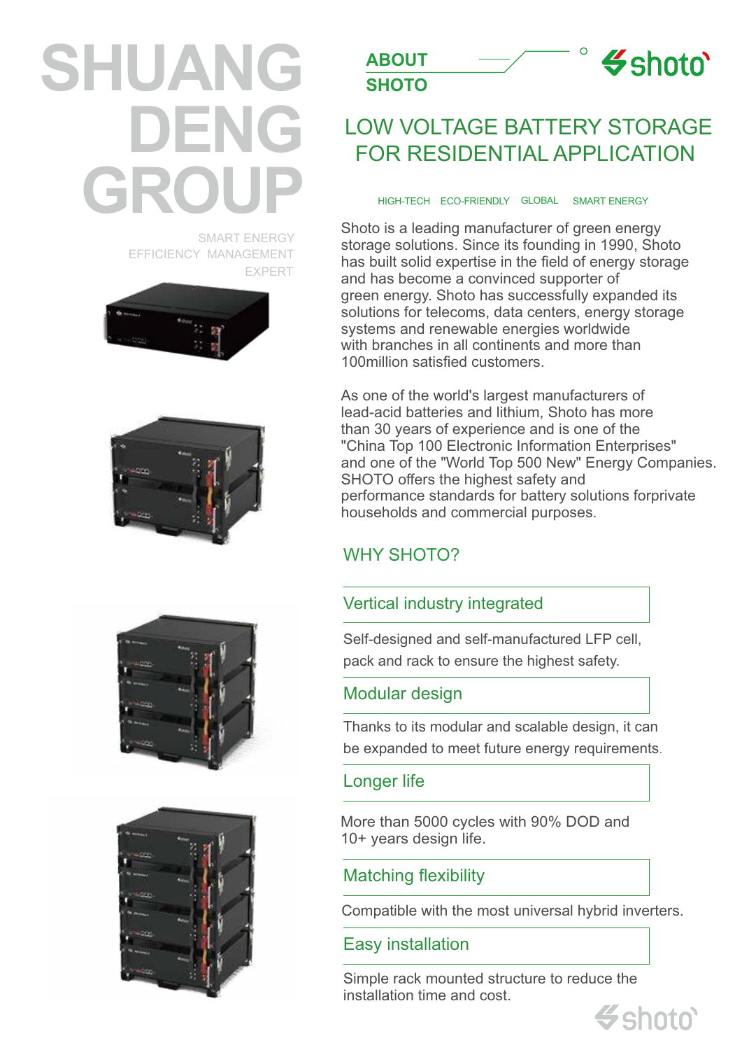# SHUANG DENG GROUP

SMART ENERGY
EFFICIENCY MANAGEMENT
EXPERT

## ABOUT SHOTO

shoto

# LOW VOLTAGE BATTERY STORAGE FOR RESIDENTIAL APPLICATION

HIGH-TECH ECO-FRIENDLY GLOBAL SMART ENERGY

Shoto is a leading manufacturer of green energy storage solutions. Since its founding in 1990, Shoto has built solid expertise in the field of energy storage and has become a convinced supporter of green energy. Shoto has successfully expanded its solutions for telecoms, data centers, energy storage systems and renewable energies worldwide with branches in all continents and more than 100million satisfied customers.

As one of the world's largest manufacturers of lead-acid batteries and lithium, Shoto has more than 30 years of experience and is one of the "China Top 100 Electronic Information Enterprises" and one of the "World Top 500 New" Energy Companies. SHOTO offers the highest safety and performance standards for battery solutions forprivate households and commercial purposes.

## WHY SHOTO?

### Vertical industry integrated

Self-designed and self-manufactured LFP cell, pack and rack to ensure the highest safety.

### Modular design

Thanks to its modular and scalable design, it can be expanded to meet future energy requirements.

### Longer life

More than 5000 cycles with 90% DOD and 10+ years design life.

### Matching flexibility

Compatible with the most universal hybrid inverters.

### Easy installation

Simple rack mounted structure to reduce the installation time and cost.

shoto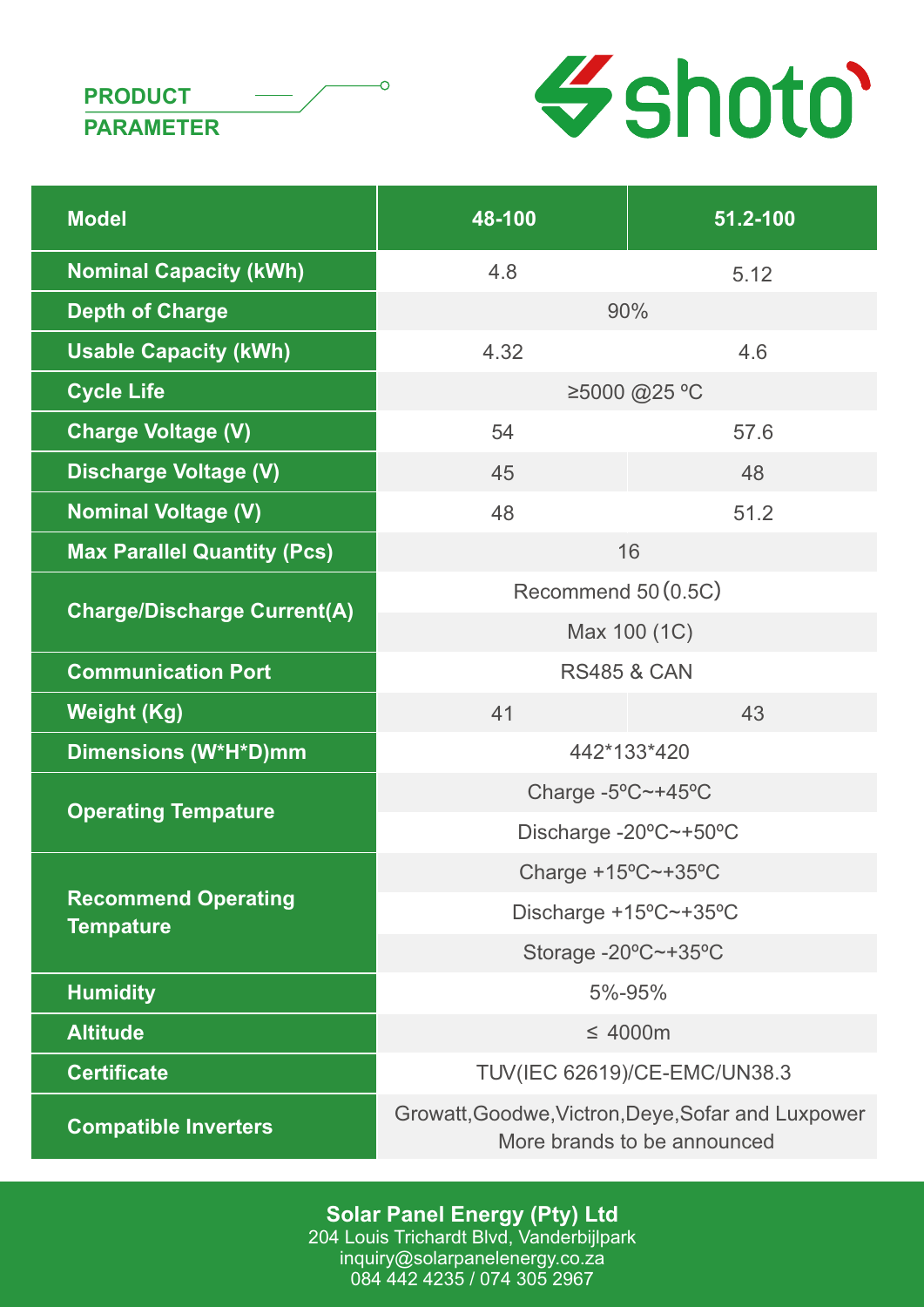**PRODUCT PARAMETER**

shoto

| Model | 48-100 | 51.2-100 |
|---|---|---|
| Nominal Capacity (kWh) | 4.8 | 5.12 |
| Depth of Charge | 90% | |
| Usable Capacity (kWh) | 4.32 | 4.6 |
| Cycle Life | ≥5000 @25 ºC | |
| Charge Voltage (V) | 54 | 57.6 |
| Discharge Voltage (V) | 45 | 48 |
| Nominal Voltage (V) | 48 | 51.2 |
| Max Parallel Quantity (Pcs) | 16 | |
| Charge/Discharge Current(A) | Recommend 50 (0.5C) | |
| | Max 100 (1C) | |
| Communication Port | RS485 & CAN | |
| Weight (Kg) | 41 | 43 |
| Dimensions (W*H*D)mm | 442*133*420 | |
| Operating Tempature | Charge -5ºC~+45ºC | |
| | Discharge -20ºC~+50ºC | |
| Recommend Operating Tempature | Charge +15ºC~+35ºC | |
| | Discharge +15ºC~+35ºC | |
| | Storage -20ºC~+35ºC | |
| Humidity | 5%-95% | |
| Altitude | ≤ 4000m | |
| Certificate | TUV(IEC 62619)/CE-EMC/UN38.3 | |
| Compatible Inverters | Growatt,Goodwe,Victron,Deye,Sofar and Luxpower More brands to be announced | |

**Solar Panel Energy (Pty) Ltd**
204 Louis Trichardt Blvd, Vanderbijlpark
inquiry@solarpanelenergy.co.za
084 442 4235 / 074 305 2967